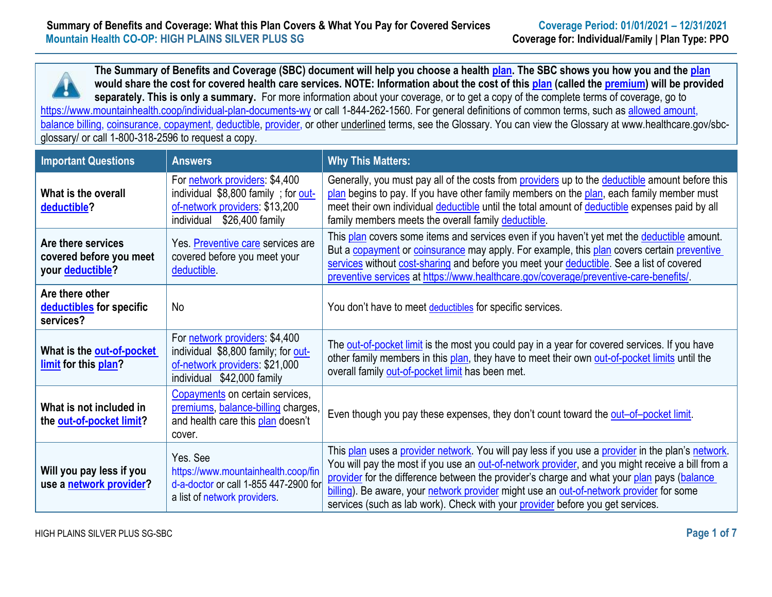**Summary of Benefits and Coverage: What this Plan Covers & What You Pay for Covered Services**
**Mountain Health CO-OP: HIGH PLAINS SILVER PLUS SG**

**Coverage Period: 01/01/2021 – 12/31/2021**
**Coverage for: Individual/Family | Plan Type: PPO**

**The Summary of Benefits and Coverage (SBC) document will help you choose a health plan. The SBC shows you how you and the plan would share the cost for covered health care services. NOTE: Information about the cost of this plan (called the premium) will be provided separately. This is only a summary.** For more information about your coverage, or to get a copy of the complete terms of coverage, go to https://www.mountainhealth.coop/individual-plan-documents-wy or call 1-844-262-1560. For general definitions of common terms, such as allowed amount, balance billing, coinsurance, copayment, deductible, provider, or other underlined terms, see the Glossary. You can view the Glossary at www.healthcare.gov/sbc-glossary/ or call 1-800-318-2596 to request a copy.

| Important Questions | Answers | Why This Matters: |
|---|---|---|
| **What is the overall deductible?** | For network providers: $4,400 individual $8,800 family ; for out-of-network providers: $13,200 individual $26,400 family | Generally, you must pay all of the costs from providers up to the deductible amount before this plan begins to pay. If you have other family members on the plan, each family member must meet their own individual deductible until the total amount of deductible expenses paid by all family members meets the overall family deductible. |
| **Are there services covered before you meet your deductible?** | Yes. Preventive care services are covered before you meet your deductible. | This plan covers some items and services even if you haven't yet met the deductible amount. But a copayment or coinsurance may apply. For example, this plan covers certain preventive services without cost-sharing and before you meet your deductible. See a list of covered preventive services at https://www.healthcare.gov/coverage/preventive-care-benefits/. |
| **Are there other deductibles for specific services?** | No | You don't have to meet deductibles for specific services. |
| **What is the out-of-pocket limit for this plan?** | For network providers: $4,400 individual $8,800 family; for out-of-network providers: $21,000 individual $42,000 family | The out-of-pocket limit is the most you could pay in a year for covered services. If you have other family members in this plan, they have to meet their own out-of-pocket limits until the overall family out-of-pocket limit has been met. |
| **What is not included in the out-of-pocket limit?** | Copayments on certain services, premiums, balance-billing charges, and health care this plan doesn't cover. | Even though you pay these expenses, they don't count toward the out–of–pocket limit. |
| **Will you pay less if you use a network provider?** | Yes. See https://www.mountainhealth.coop/find-a-doctor or call 1-855 447-2900 for a list of network providers. | This plan uses a provider network. You will pay less if you use a provider in the plan's network. You will pay the most if you use an out-of-network provider, and you might receive a bill from a provider for the difference between the provider's charge and what your plan pays (balance billing). Be aware, your network provider might use an out-of-network provider for some services (such as lab work). Check with your provider before you get services. |

HIGH PLAINS SILVER PLUS SG-SBC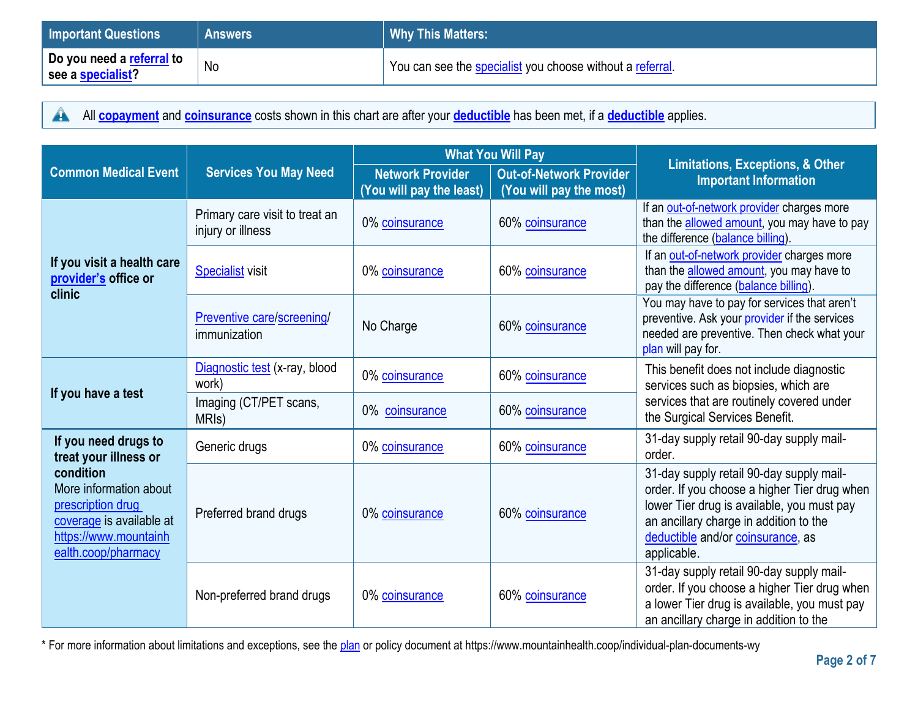| Important Questions | Answers | Why This Matters: |
| --- | --- | --- |
| **Do you need a referral to see a specialist?** | No | You can see the specialist you choose without a referral. |

All **copayment** and **coinsurance** costs shown in this chart are after your **deductible** has been met, if a **deductible** applies.

| Common Medical Event | Services You May Need | What You Will Pay | | Limitations, Exceptions, & Other Important Information |
| --- | --- | --- | --- | --- |
| | | Network Provider (You will pay the least) | Out-of-Network Provider (You will pay the most) | |
| **If you visit a health care provider's office or clinic** | Primary care visit to treat an injury or illness | 0% coinsurance | 60% coinsurance | If an out-of-network provider charges more than the allowed amount, you may have to pay the difference (balance billing). |
| | Specialist visit | 0% coinsurance | 60% coinsurance | If an out-of-network provider charges more than the allowed amount, you may have to pay the difference (balance billing). |
| | Preventive care/screening/ immunization | No Charge | 60% coinsurance | You may have to pay for services that aren't preventive. Ask your provider if the services needed are preventive. Then check what your plan will pay for. |
| **If you have a test** | Diagnostic test (x-ray, blood work) | 0% coinsurance | 60% coinsurance | This benefit does not include diagnostic services such as biopsies, which are services that are routinely covered under the Surgical Services Benefit. |
| | Imaging (CT/PET scans, MRIs) | 0% coinsurance | 60% coinsurance | |
| **If you need drugs to treat your illness or condition** More information about prescription drug coverage is available at https://www.mountainhealth.coop/pharmacy | Generic drugs | 0% coinsurance | 60% coinsurance | 31-day supply retail 90-day supply mail-order. |
| | Preferred brand drugs | 0% coinsurance | 60% coinsurance | 31-day supply retail 90-day supply mail-order. If you choose a higher Tier drug when lower Tier drug is available, you must pay an ancillary charge in addition to the deductible and/or coinsurance, as applicable. |
| | Non-preferred brand drugs | 0% coinsurance | 60% coinsurance | 31-day supply retail 90-day supply mail-order. If you choose a higher Tier drug when a lower Tier drug is available, you must pay an ancillary charge in addition to the |

* For more information about limitations and exceptions, see the plan or policy document at https://www.mountainhealth.coop/individual-plan-documents-wy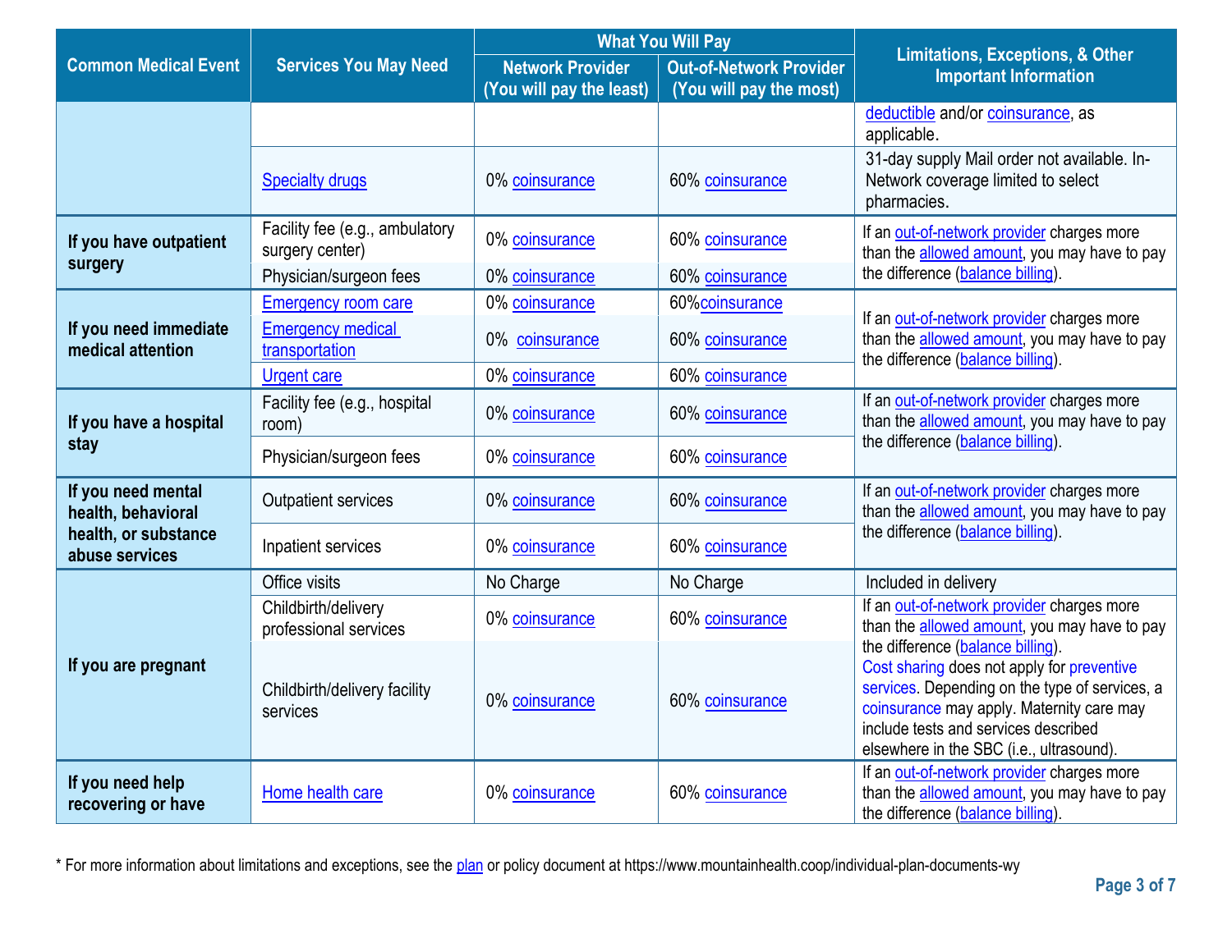| Common Medical Event | Services You May Need | What You Will Pay | | Limitations, Exceptions, & Other Important Information |
|---|---|---|---|---|
| | | Network Provider (You will pay the least) | Out-of-Network Provider (You will pay the most) | |
| | | | | deductible and/or coinsurance, as applicable. |
| | Specialty drugs | 0% coinsurance | 60% coinsurance | 31-day supply Mail order not available. In-Network coverage limited to select pharmacies. |
| **If you have outpatient surgery** | Facility fee (e.g., ambulatory surgery center) | 0% coinsurance | 60% coinsurance | If an out-of-network provider charges more than the allowed amount, you may have to pay the difference (balance billing). |
| | Physician/surgeon fees | 0% coinsurance | 60% coinsurance | |
| **If you need immediate medical attention** | Emergency room care | 0% coinsurance | 60%coinsurance | If an out-of-network provider charges more than the allowed amount, you may have to pay the difference (balance billing). |
| | Emergency medical transportation | 0% coinsurance | 60% coinsurance | |
| | Urgent care | 0% coinsurance | 60% coinsurance | |
| **If you have a hospital stay** | Facility fee (e.g., hospital room) | 0% coinsurance | 60% coinsurance | If an out-of-network provider charges more than the allowed amount, you may have to pay the difference (balance billing). |
| | Physician/surgeon fees | 0% coinsurance | 60% coinsurance | |
| **If you need mental health, behavioral health, or substance abuse services** | Outpatient services | 0% coinsurance | 60% coinsurance | If an out-of-network provider charges more than the allowed amount, you may have to pay the difference (balance billing). |
| | Inpatient services | 0% coinsurance | 60% coinsurance | |
| **If you are pregnant** | Office visits | No Charge | No Charge | Included in delivery |
| | Childbirth/delivery professional services | 0% coinsurance | 60% coinsurance | If an out-of-network provider charges more than the allowed amount, you may have to pay the difference (balance billing). Cost sharing does not apply for preventive services. Depending on the type of services, a coinsurance may apply. Maternity care may include tests and services described elsewhere in the SBC (i.e., ultrasound). |
| | Childbirth/delivery facility services | 0% coinsurance | 60% coinsurance | |
| **If you need help recovering or have** | Home health care | 0% coinsurance | 60% coinsurance | If an out-of-network provider charges more than the allowed amount, you may have to pay the difference (balance billing). |

* For more information about limitations and exceptions, see the plan or policy document at https://www.mountainhealth.coop/individual-plan-documents-wy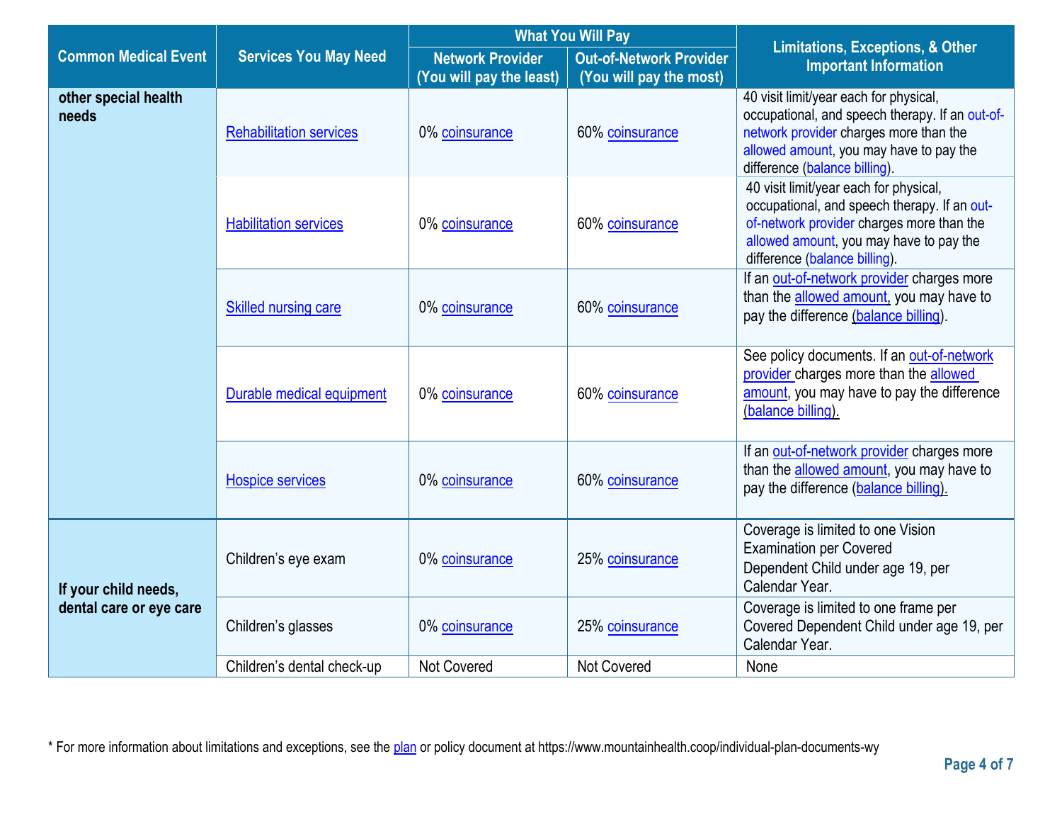| Common Medical Event | Services You May Need | What You Will Pay | | Limitations, Exceptions, & Other Important Information |
|---|---|---|---|---|
| | | Network Provider (You will pay the least) | Out-of-Network Provider (You will pay the most) | |
| other special health needs | Rehabilitation services | 0% coinsurance | 60% coinsurance | 40 visit limit/year each for physical, occupational, and speech therapy. If an out-of-network provider charges more than the allowed amount, you may have to pay the difference (balance billing). |
| | Habilitation services | 0% coinsurance | 60% coinsurance | 40 visit limit/year each for physical, occupational, and speech therapy. If an out-of-network provider charges more than the allowed amount, you may have to pay the difference (balance billing). |
| | Skilled nursing care | 0% coinsurance | 60% coinsurance | If an out-of-network provider charges more than the allowed amount, you may have to pay the difference (balance billing). |
| | Durable medical equipment | 0% coinsurance | 60% coinsurance | See policy documents. If an out-of-network provider charges more than the allowed amount, you may have to pay the difference (balance billing). |
| | Hospice services | 0% coinsurance | 60% coinsurance | If an out-of-network provider charges more than the allowed amount, you may have to pay the difference (balance billing). |
| If your child needs, dental care or eye care | Children's eye exam | 0% coinsurance | 25% coinsurance | Coverage is limited to one Vision Examination per Covered Dependent Child under age 19, per Calendar Year. |
| | Children's glasses | 0% coinsurance | 25% coinsurance | Coverage is limited to one frame per Covered Dependent Child under age 19, per Calendar Year. |
| | Children's dental check-up | Not Covered | Not Covered | None |

* For more information about limitations and exceptions, see the plan or policy document at https://www.mountainhealth.coop/individual-plan-documents-wy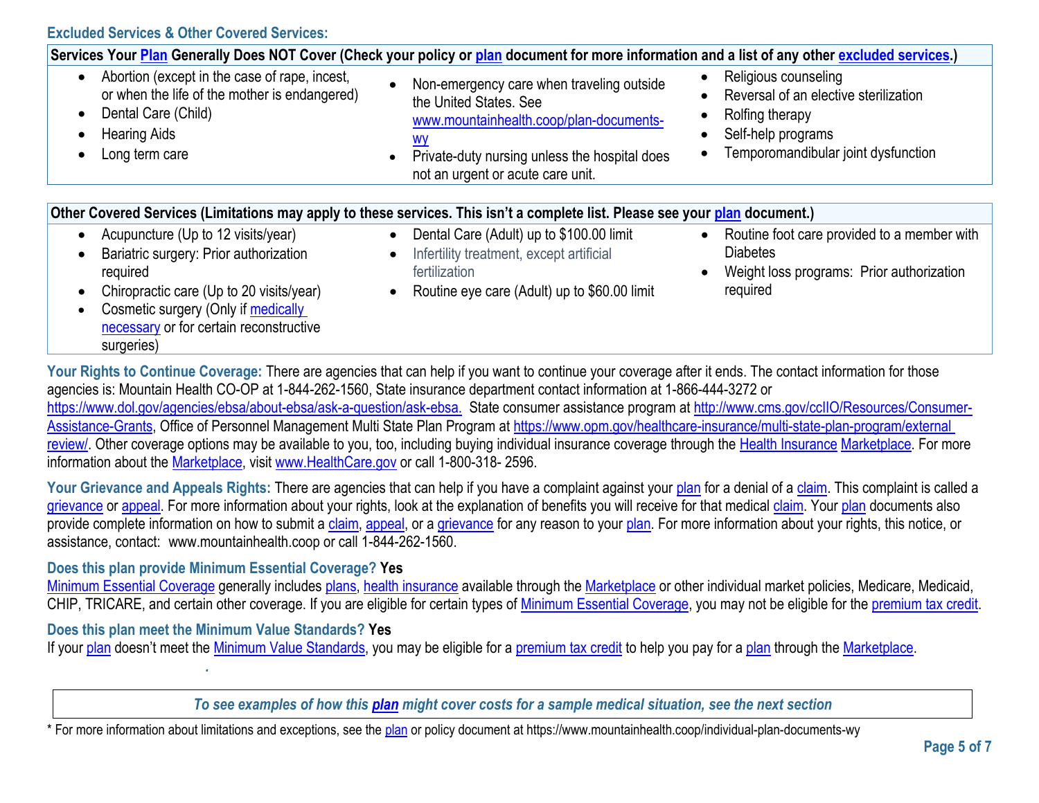### Excluded Services & Other Covered Services:

| Services Your Plan Generally Does NOT Cover (Check your policy or plan document for more information and a list of any other excluded services.) | | |
|---|---|---|
| • Abortion (except in the case of rape, incest, or when the life of the mother is endangered)<br>• Dental Care (Child)<br>• Hearing Aids<br>• Long term care | • Non-emergency care when traveling outside the United States. See www.mountainhealth.coop/plan-documents-wy<br>• Private-duty nursing unless the hospital does not an urgent or acute care unit. | • Religious counseling<br>• Reversal of an elective sterilization<br>• Rolfing therapy<br>• Self-help programs<br>• Temporomandibular joint dysfunction |

| Other Covered Services (Limitations may apply to these services. This isn't a complete list. Please see your plan document.) | | |
|---|---|---|
| • Acupuncture (Up to 12 visits/year)<br>• Bariatric surgery: Prior authorization required<br>• Chiropractic care (Up to 20 visits/year)<br>• Cosmetic surgery (Only if medically necessary or for certain reconstructive surgeries) | • Dental Care (Adult) up to $100.00 limit<br>• Infertility treatment, except artificial fertilization<br>• Routine eye care (Adult) up to $60.00 limit | • Routine foot care provided to a member with Diabetes<br>• Weight loss programs: Prior authorization required |

**Your Rights to Continue Coverage:** There are agencies that can help if you want to continue your coverage after it ends. The contact information for those agencies is: Mountain Health CO-OP at 1-844-262-1560, State insurance department contact information at 1-866-444-3272 or https://www.dol.gov/agencies/ebsa/about-ebsa/ask-a-question/ask-ebsa. State consumer assistance program at http://www.cms.gov/ccIIO/Resources/Consumer-Assistance-Grants, Office of Personnel Management Multi State Plan Program at https://www.opm.gov/healthcare-insurance/multi-state-plan-program/external review/. Other coverage options may be available to you, too, including buying individual insurance coverage through the Health Insurance Marketplace. For more information about the Marketplace, visit www.HealthCare.gov or call 1-800-318- 2596.

**Your Grievance and Appeals Rights:** There are agencies that can help if you have a complaint against your plan for a denial of a claim. This complaint is called a grievance or appeal. For more information about your rights, look at the explanation of benefits you will receive for that medical claim. Your plan documents also provide complete information on how to submit a claim, appeal, or a grievance for any reason to your plan. For more information about your rights, this notice, or assistance, contact: www.mountainhealth.coop or call 1-844-262-1560.

**Does this plan provide Minimum Essential Coverage? Yes**

Minimum Essential Coverage generally includes plans, health insurance available through the Marketplace or other individual market policies, Medicare, Medicaid, CHIP, TRICARE, and certain other coverage. If you are eligible for certain types of Minimum Essential Coverage, you may not be eligible for the premium tax credit.

**Does this plan meet the Minimum Value Standards? Yes**

If your plan doesn't meet the Minimum Value Standards, you may be eligible for a premium tax credit to help you pay for a plan through the Marketplace.

*To see examples of how this **plan** might cover costs for a sample medical situation, see the next section*

* For more information about limitations and exceptions, see the plan or policy document at https://www.mountainhealth.coop/individual-plan-documents-wy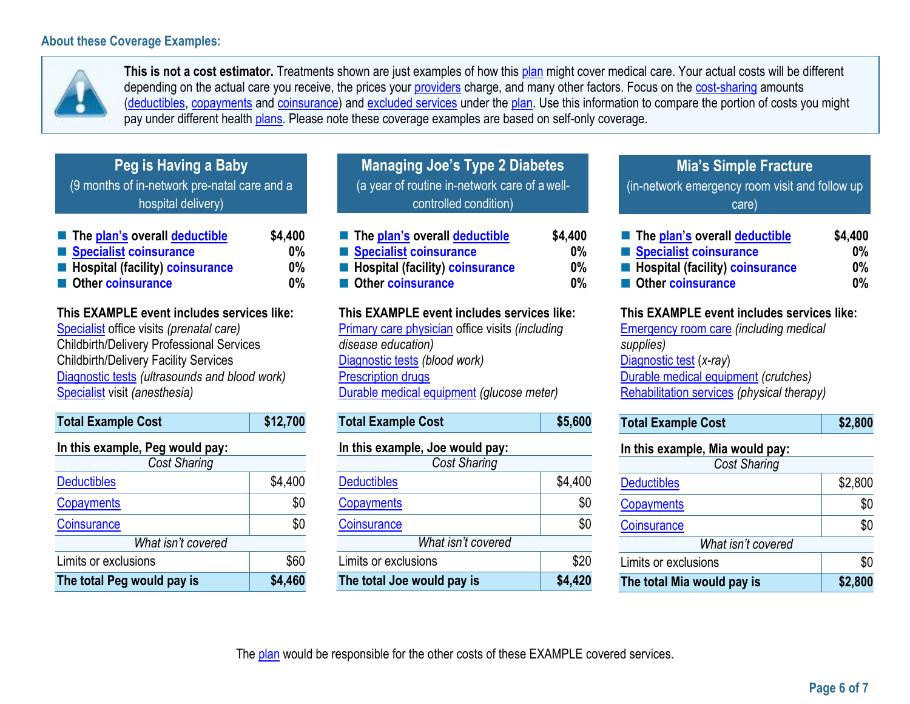## About these Coverage Examples:

**This is not a cost estimator.** Treatments shown are just examples of how this plan might cover medical care. Your actual costs will be different depending on the actual care you receive, the prices your providers charge, and many other factors. Focus on the cost-sharing amounts (deductibles, copayments and coinsurance) and excluded services under the plan. Use this information to compare the portion of costs you might pay under different health plans. Please note these coverage examples are based on self-only coverage.

### Peg is Having a Baby
(9 months of in-network pre-natal care and a hospital delivery)

- **The plan's overall deductible** **$4,400**
- **Specialist coinsurance** **0%**
- **Hospital (facility) coinsurance** **0%**
- **Other coinsurance** **0%**

**This EXAMPLE event includes services like:**
Specialist office visits *(prenatal care)*
Childbirth/Delivery Professional Services
Childbirth/Delivery Facility Services
Diagnostic tests *(ultrasounds and blood work)*
Specialist visit *(anesthesia)*

| **Total Example Cost** | **$12,700** |
|---|---|
| **In this example, Peg would pay:** | |
| *Cost Sharing* | |
| Deductibles | $4,400 |
| Copayments | $0 |
| Coinsurance | $0 |
| *What isn't covered* | |
| Limits or exclusions | $60 |
| **The total Peg would pay is** | **$4,460** |

### Managing Joe's Type 2 Diabetes
(a year of routine in-network care of a well-controlled condition)

- **The plan's overall deductible** **$4,400**
- **Specialist coinsurance** **0%**
- **Hospital (facility) coinsurance** **0%**
- **Other coinsurance** **0%**

**This EXAMPLE event includes services like:**
Primary care physician office visits *(including disease education)*
Diagnostic tests *(blood work)*
Prescription drugs
Durable medical equipment *(glucose meter)*

| **Total Example Cost** | **$5,600** |
|---|---|
| **In this example, Joe would pay:** | |
| *Cost Sharing* | |
| Deductibles | $4,400 |
| Copayments | $0 |
| Coinsurance | $0 |
| *What isn't covered* | |
| Limits or exclusions | $20 |
| **The total Joe would pay is** | **$4,420** |

### Mia's Simple Fracture
(in-network emergency room visit and follow up care)

- **The plan's overall deductible** **$4,400**
- **Specialist coinsurance** **0%**
- **Hospital (facility) coinsurance** **0%**
- **Other coinsurance** **0%**

**This EXAMPLE event includes services like:**
Emergency room care *(including medical supplies)*
Diagnostic test *(x-ray)*
Durable medical equipment *(crutches)*
Rehabilitation services *(physical therapy)*

| **Total Example Cost** | **$2,800** |
|---|---|
| **In this example, Mia would pay:** | |
| *Cost Sharing* | |
| Deductibles | $2,800 |
| Copayments | $0 |
| Coinsurance | $0 |
| *What isn't covered* | |
| Limits or exclusions | $0 |
| **The total Mia would pay is** | **$2,800** |

The plan would be responsible for the other costs of these EXAMPLE covered services.